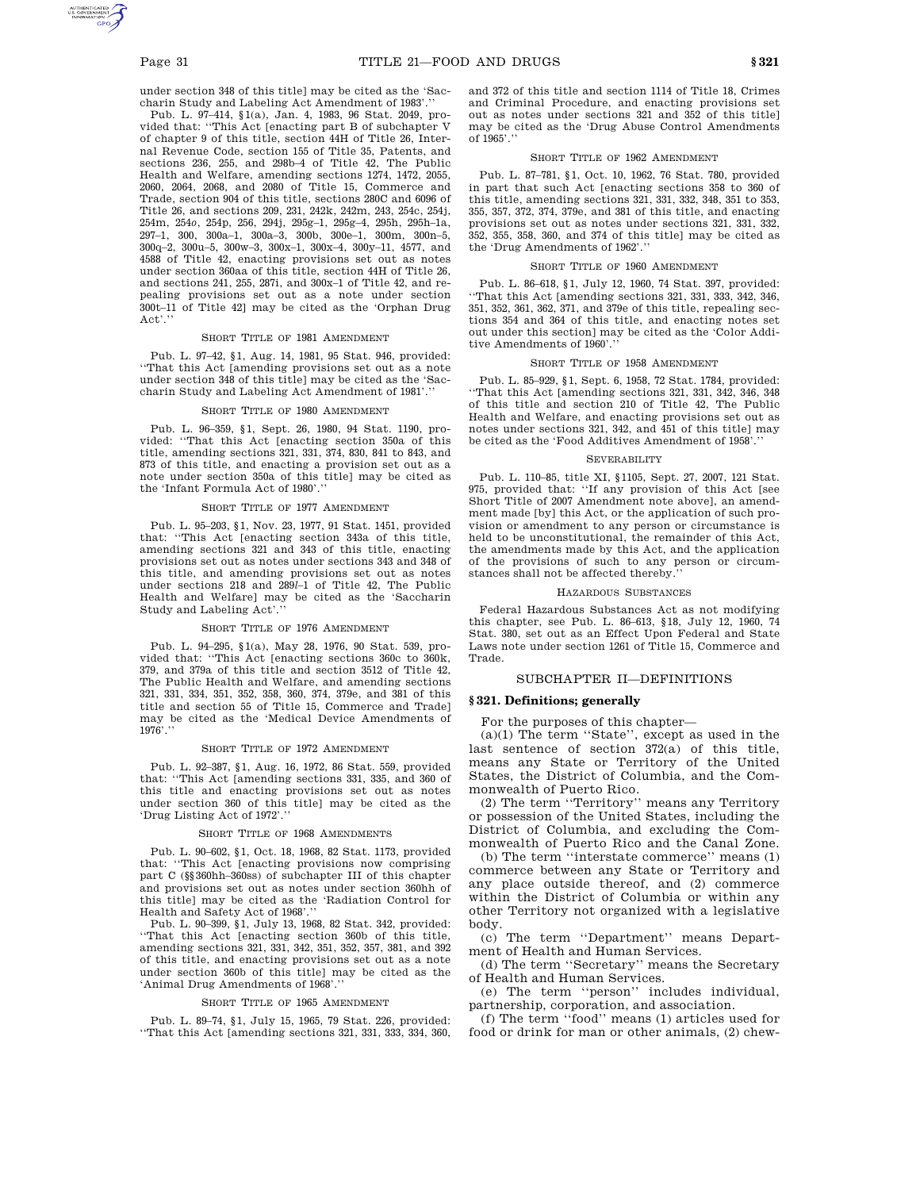under section 348 of this title] may be cited as the 'Saccharin Study and Labeling Act Amendment of 1983'.''

Pub. L. 97–414, §1(a), Jan. 4, 1983, 96 Stat. 2049, provided that: ''This Act [enacting part B of subchapter V of chapter 9 of this title, section 44H of Title 26, Internal Revenue Code, section 155 of Title 35, Patents, and sections 236, 255, and 298b–4 of Title 42, The Public Health and Welfare, amending sections 1274, 1472, 2055, 2060, 2064, 2068, and 2080 of Title 15, Commerce and Trade, section 904 of this title, sections 280C and 6096 of Title 26, and sections 209, 231, 242k, 242m, 243, 254c, 254j, 254m, 254o, 254p, 256, 294j, 295g–1, 295g–4, 295h, 295h–1a, 297–1, 300, 300a–1, 300a–3, 300b, 300e–1, 300m, 300n–5, 300q–2, 300u–5, 300w–3, 300x–1, 300x–4, 300y–11, 4577, and 4588 of Title 42, enacting provisions set out as notes under section 360aa of this title, section 44H of Title 26, and sections 241, 255, 287i, and 300x–1 of Title 42, and repealing provisions set out as a note under section 300t–11 of Title 42] may be cited as the 'Orphan Drug Act'.''

SHORT TITLE OF 1981 AMENDMENT

Pub. L. 97–42, §1, Aug. 14, 1981, 95 Stat. 946, provided: ''That this Act [amending provisions set out as a note under section 348 of this title] may be cited as the 'Saccharin Study and Labeling Act Amendment of 1981'.''

SHORT TITLE OF 1980 AMENDMENT

Pub. L. 96–359, §1, Sept. 26, 1980, 94 Stat. 1190, provided: ''That this Act [enacting section 350a of this title, amending sections 321, 331, 374, 830, 841 to 843, and 873 of this title, and enacting a provision set out as a note under section 350a of this title] may be cited as the 'Infant Formula Act of 1980'.''

SHORT TITLE OF 1977 AMENDMENT

Pub. L. 95–203, §1, Nov. 23, 1977, 91 Stat. 1451, provided that: ''This Act [enacting section 343a of this title, amending sections 321 and 343 of this title, enacting provisions set out as notes under sections 343 and 348 of this title, and amending provisions set out as notes under sections 218 and 289*l*–1 of Title 42, The Public Health and Welfare] may be cited as the 'Saccharin Study and Labeling Act'.''

SHORT TITLE OF 1976 AMENDMENT

Pub. L. 94–295, §1(a), May 28, 1976, 90 Stat. 539, provided that: ''This Act [enacting sections 360c to 360k, 379, and 379a of this title and section 3512 of Title 42, The Public Health and Welfare, and amending sections 321, 331, 334, 351, 352, 358, 360, 374, 379e, and 381 of this title and section 55 of Title 15, Commerce and Trade] may be cited as the 'Medical Device Amendments of 1976'.''

SHORT TITLE OF 1972 AMENDMENT

Pub. L. 92–387, §1, Aug. 16, 1972, 86 Stat. 559, provided that: ''This Act [amending sections 331, 335, and 360 of this title and enacting provisions set out as notes under section 360 of this title] may be cited as the 'Drug Listing Act of 1972'.''

SHORT TITLE OF 1968 AMENDMENTS

Pub. L. 90–602, §1, Oct. 18, 1968, 82 Stat. 1173, provided that: ''This Act [enacting provisions now comprising part C (§§360hh–360ss) of subchapter III of this chapter and provisions set out as notes under section 360hh of this title] may be cited as the 'Radiation Control for Health and Safety Act of 1968'.''

Pub. L. 90–399, §1, July 13, 1968, 82 Stat. 342, provided: ''That this Act [enacting section 360b of this title, amending sections 321, 331, 342, 351, 352, 357, 381, and 392 of this title, and enacting provisions set out as a note under section 360b of this title] may be cited as the 'Animal Drug Amendments of 1968'.''

SHORT TITLE OF 1965 AMENDMENT

Pub. L. 89–74, §1, July 15, 1965, 79 Stat. 226, provided: ''That this Act [amending sections 321, 331, 333, 334, 360, and 372 of this title and section 1114 of Title 18, Crimes and Criminal Procedure, and enacting provisions set out as notes under sections 321 and 352 of this title] may be cited as the 'Drug Abuse Control Amendments of 1965'.''

SHORT TITLE OF 1962 AMENDMENT

Pub. L. 87–781, §1, Oct. 10, 1962, 76 Stat. 780, provided in part that such Act [enacting sections 358 to 360 of this title, amending sections 321, 331, 332, 348, 351 to 353, 355, 357, 372, 374, 379e, and 381 of this title, and enacting provisions set out as notes under sections 321, 331, 332, 352, 355, 358, 360, and 374 of this title] may be cited as the 'Drug Amendments of 1962'.''

SHORT TITLE OF 1960 AMENDMENT

Pub. L. 86–618, §1, July 12, 1960, 74 Stat. 397, provided: ''That this Act [amending sections 321, 331, 333, 342, 346, 351, 352, 361, 362, 371, and 379e of this title, repealing sections 354 and 364 of this title, and enacting notes set out under this section] may be cited as the 'Color Additive Amendments of 1960'.''

SHORT TITLE OF 1958 AMENDMENT

Pub. L. 85–929, §1, Sept. 6, 1958, 72 Stat. 1784, provided: ''That this Act [amending sections 321, 331, 342, 346, 348 of this title and section 210 of Title 42, The Public Health and Welfare, and enacting provisions set out as notes under sections 321, 342, and 451 of this title] may be cited as the 'Food Additives Amendment of 1958'.''

SEVERABILITY

Pub. L. 110–85, title XI, §1105, Sept. 27, 2007, 121 Stat. 975, provided that: ''If any provision of this Act [see Short Title of 2007 Amendment note above], an amendment made [by] this Act, or the application of such provision or amendment to any person or circumstance is held to be unconstitutional, the remainder of this Act, the amendments made by this Act, and the application of the provisions of such to any person or circumstances shall not be affected thereby.''

HAZARDOUS SUBSTANCES

Federal Hazardous Substances Act as not modifying this chapter, see Pub. L. 86–613, §18, July 12, 1960, 74 Stat. 380, set out as an Effect Upon Federal and State Laws note under section 1261 of Title 15, Commerce and Trade.

## SUBCHAPTER II—DEFINITIONS

### §321. Definitions; generally

For the purposes of this chapter—

(a)(1) The term ''State'', except as used in the last sentence of section 372(a) of this title, means any State or Territory of the United States, the District of Columbia, and the Commonwealth of Puerto Rico.

(2) The term ''Territory'' means any Territory or possession of the United States, including the District of Columbia, and excluding the Commonwealth of Puerto Rico and the Canal Zone.

(b) The term ''interstate commerce'' means (1) commerce between any State or Territory and any place outside thereof, and (2) commerce within the District of Columbia or within any other Territory not organized with a legislative body.

(c) The term ''Department'' means Department of Health and Human Services.

(d) The term ''Secretary'' means the Secretary of Health and Human Services.

(e) The term ''person'' includes individual, partnership, corporation, and association.

(f) The term ''food'' means (1) articles used for food or drink for man or other animals, (2) chew-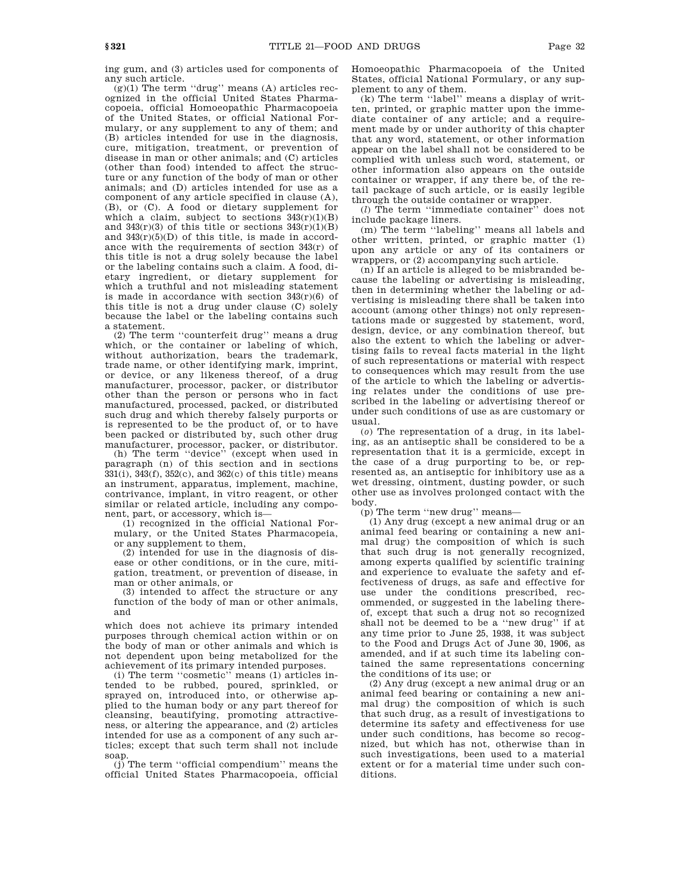ing gum, and (3) articles used for components of any such article.

(g)(1) The term ''drug'' means (A) articles recognized in the official United States Pharmacopoeia, official Homoeopathic Pharmacopoeia of the United States, or official National Formulary, or any supplement to any of them; and (B) articles intended for use in the diagnosis, cure, mitigation, treatment, or prevention of disease in man or other animals; and (C) articles (other than food) intended to affect the structure or any function of the body of man or other animals; and (D) articles intended for use as a component of any article specified in clause (A), (B), or (C). A food or dietary supplement for which a claim, subject to sections 343(r)(1)(B) and 343(r)(3) of this title or sections 343(r)(1)(B) and 343(r)(5)(D) of this title, is made in accordance with the requirements of section 343(r) of this title is not a drug solely because the label or the labeling contains such a claim. A food, dietary ingredient, or dietary supplement for which a truthful and not misleading statement is made in accordance with section 343(r)(6) of this title is not a drug under clause (C) solely because the label or the labeling contains such a statement.

(2) The term ''counterfeit drug'' means a drug which, or the container or labeling of which, without authorization, bears the trademark, trade name, or other identifying mark, imprint, or device, or any likeness thereof, of a drug manufacturer, processor, packer, or distributor other than the person or persons who in fact manufactured, processed, packed, or distributed such drug and which thereby falsely purports or is represented to be the product of, or to have been packed or distributed by, such other drug manufacturer, processor, packer, or distributor.

(h) The term ''device'' (except when used in paragraph (n) of this section and in sections 331(i), 343(f), 352(c), and 362(c) of this title) means an instrument, apparatus, implement, machine, contrivance, implant, in vitro reagent, or other similar or related article, including any component, part, or accessory, which is—

(1) recognized in the official National Formulary, or the United States Pharmacopeia, or any supplement to them,

(2) intended for use in the diagnosis of disease or other conditions, or in the cure, mitigation, treatment, or prevention of disease, in man or other animals, or

(3) intended to affect the structure or any function of the body of man or other animals, and

which does not achieve its primary intended purposes through chemical action within or on the body of man or other animals and which is not dependent upon being metabolized for the achievement of its primary intended purposes.

(i) The term ''cosmetic'' means (1) articles intended to be rubbed, poured, sprinkled, or sprayed on, introduced into, or otherwise applied to the human body or any part thereof for cleansing, beautifying, promoting attractiveness, or altering the appearance, and (2) articles intended for use as a component of any such articles; except that such term shall not include soap.

(j) The term ''official compendium'' means the official United States Pharmacopoeia, official Homoeopathic Pharmacopoeia of the United States, official National Formulary, or any supplement to any of them.

(k) The term ''label'' means a display of written, printed, or graphic matter upon the immediate container of any article; and a requirement made by or under authority of this chapter that any word, statement, or other information appear on the label shall not be considered to be complied with unless such word, statement, or other information also appears on the outside container or wrapper, if any there be, of the retail package of such article, or is easily legible through the outside container or wrapper.

(*l*) The term ''immediate container'' does not include package liners.

(m) The term ''labeling'' means all labels and other written, printed, or graphic matter (1) upon any article or any of its containers or wrappers, or (2) accompanying such article.

(n) If an article is alleged to be misbranded because the labeling or advertising is misleading, then in determining whether the labeling or advertising is misleading there shall be taken into account (among other things) not only representations made or suggested by statement, word, design, device, or any combination thereof, but also the extent to which the labeling or advertising fails to reveal facts material in the light of such representations or material with respect to consequences which may result from the use of the article to which the labeling or advertising relates under the conditions of use prescribed in the labeling or advertising thereof or under such conditions of use as are customary or usual.

(*o*) The representation of a drug, in its labeling, as an antiseptic shall be considered to be a representation that it is a germicide, except in the case of a drug purporting to be, or represented as, an antiseptic for inhibitory use as a wet dressing, ointment, dusting powder, or such other use as involves prolonged contact with the body.

(p) The term ''new drug'' means—

(1) Any drug (except a new animal drug or an animal feed bearing or containing a new animal drug) the composition of which is such that such drug is not generally recognized, among experts qualified by scientific training and experience to evaluate the safety and effectiveness of drugs, as safe and effective for use under the conditions prescribed, recommended, or suggested in the labeling thereof, except that such a drug not so recognized shall not be deemed to be a ''new drug'' if at any time prior to June 25, 1938, it was subject to the Food and Drugs Act of June 30, 1906, as amended, and if at such time its labeling contained the same representations concerning the conditions of its use; or

(2) Any drug (except a new animal drug or an animal feed bearing or containing a new animal drug) the composition of which is such that such drug, as a result of investigations to determine its safety and effectiveness for use under such conditions, has become so recognized, but which has not, otherwise than in such investigations, been used to a material extent or for a material time under such conditions.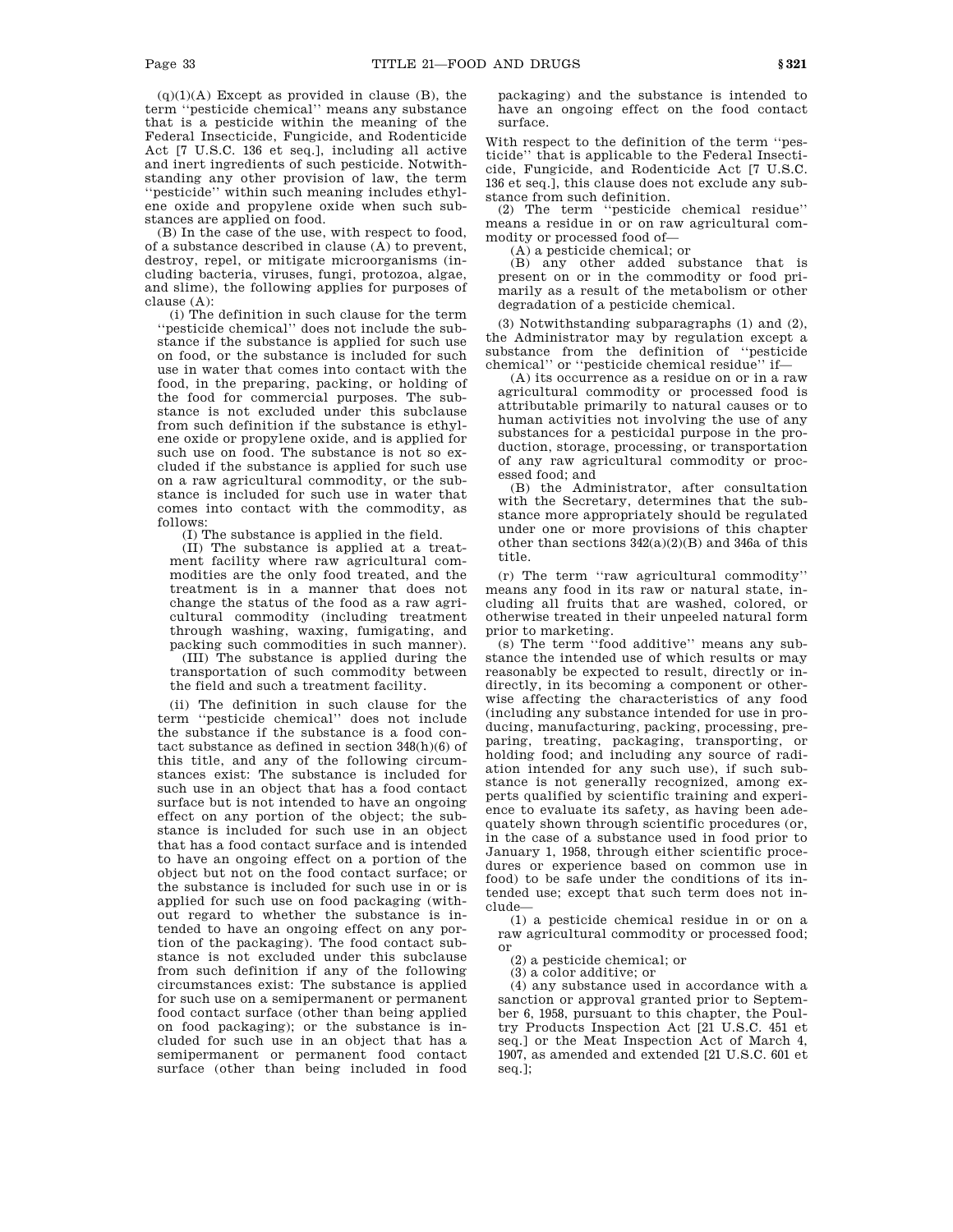(q)(1)(A) Except as provided in clause (B), the term ''pesticide chemical'' means any substance that is a pesticide within the meaning of the Federal Insecticide, Fungicide, and Rodenticide Act [7 U.S.C. 136 et seq.], including all active and inert ingredients of such pesticide. Notwithstanding any other provision of law, the term ''pesticide'' within such meaning includes ethylene oxide and propylene oxide when such substances are applied on food.

(B) In the case of the use, with respect to food, of a substance described in clause (A) to prevent, destroy, repel, or mitigate microorganisms (including bacteria, viruses, fungi, protozoa, algae, and slime), the following applies for purposes of clause (A):

(i) The definition in such clause for the term ''pesticide chemical'' does not include the substance if the substance is applied for such use on food, or the substance is included for such use in water that comes into contact with the food, in the preparing, packing, or holding of the food for commercial purposes. The substance is not excluded under this subclause from such definition if the substance is ethylene oxide or propylene oxide, and is applied for such use on food. The substance is not so excluded if the substance is applied for such use on a raw agricultural commodity, or the substance is included for such use in water that comes into contact with the commodity, as follows:

(I) The substance is applied in the field.

(II) The substance is applied at a treatment facility where raw agricultural commodities are the only food treated, and the treatment is in a manner that does not change the status of the food as a raw agricultural commodity (including treatment through washing, waxing, fumigating, and packing such commodities in such manner).

(III) The substance is applied during the transportation of such commodity between the field and such a treatment facility.

(ii) The definition in such clause for the term ''pesticide chemical'' does not include the substance if the substance is a food contact substance as defined in section 348(h)(6) of this title, and any of the following circumstances exist: The substance is included for such use in an object that has a food contact surface but is not intended to have an ongoing effect on any portion of the object; the substance is included for such use in an object that has a food contact surface and is intended to have an ongoing effect on a portion of the object but not on the food contact surface; or the substance is included for such use in or is applied for such use on food packaging (without regard to whether the substance is intended to have an ongoing effect on any portion of the packaging). The food contact substance is not excluded under this subclause from such definition if any of the following circumstances exist: The substance is applied for such use on a semipermanent or permanent food contact surface (other than being applied on food packaging); or the substance is included for such use in an object that has a semipermanent or permanent food contact surface (other than being included in food packaging) and the substance is intended to have an ongoing effect on the food contact surface.

With respect to the definition of the term ''pesticide'' that is applicable to the Federal Insecticide, Fungicide, and Rodenticide Act [7 U.S.C. 136 et seq.], this clause does not exclude any substance from such definition.

(2) The term ''pesticide chemical residue'' means a residue in or on raw agricultural commodity or processed food of—

(A) a pesticide chemical; or

(B) any other added substance that is present on or in the commodity or food primarily as a result of the metabolism or other degradation of a pesticide chemical.

(3) Notwithstanding subparagraphs (1) and (2), the Administrator may by regulation except a substance from the definition of ''pesticide chemical'' or ''pesticide chemical residue'' if—

(A) its occurrence as a residue on or in a raw agricultural commodity or processed food is attributable primarily to natural causes or to human activities not involving the use of any substances for a pesticidal purpose in the production, storage, processing, or transportation of any raw agricultural commodity or processed food; and

(B) the Administrator, after consultation with the Secretary, determines that the substance more appropriately should be regulated under one or more provisions of this chapter other than sections 342(a)(2)(B) and 346a of this title.

(r) The term ''raw agricultural commodity'' means any food in its raw or natural state, including all fruits that are washed, colored, or otherwise treated in their unpeeled natural form prior to marketing.

(s) The term ''food additive'' means any substance the intended use of which results or may reasonably be expected to result, directly or indirectly, in its becoming a component or otherwise affecting the characteristics of any food (including any substance intended for use in producing, manufacturing, packing, processing, preparing, treating, packaging, transporting, or holding food; and including any source of radiation intended for any such use), if such substance is not generally recognized, among experts qualified by scientific training and experience to evaluate its safety, as having been adequately shown through scientific procedures (or, in the case of a substance used in food prior to January 1, 1958, through either scientific procedures or experience based on common use in food) to be safe under the conditions of its intended use; except that such term does not include—

(1) a pesticide chemical residue in or on a raw agricultural commodity or processed food; or

(2) a pesticide chemical; or

(3) a color additive; or

(4) any substance used in accordance with a sanction or approval granted prior to September 6, 1958, pursuant to this chapter, the Poultry Products Inspection Act [21 U.S.C. 451 et seq.] or the Meat Inspection Act of March 4, 1907, as amended and extended [21 U.S.C. 601 et seq.];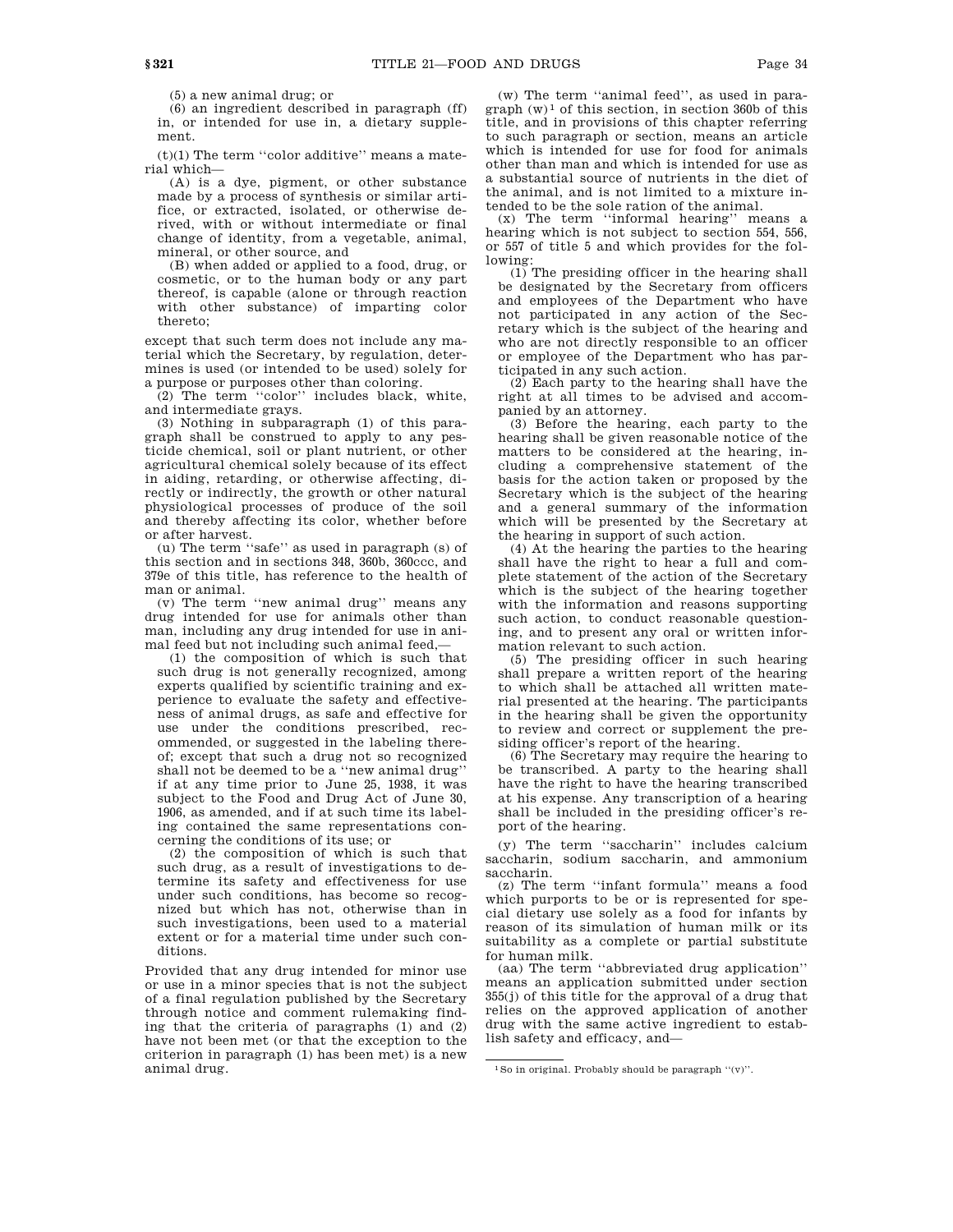(5) a new animal drug; or

(6) an ingredient described in paragraph (ff) in, or intended for use in, a dietary supplement.

(t)(1) The term ''color additive'' means a material which—

(A) is a dye, pigment, or other substance made by a process of synthesis or similar artifice, or extracted, isolated, or otherwise derived, with or without intermediate or final change of identity, from a vegetable, animal, mineral, or other source, and

(B) when added or applied to a food, drug, or cosmetic, or to the human body or any part thereof, is capable (alone or through reaction with other substance) of imparting color thereto;

except that such term does not include any material which the Secretary, by regulation, determines is used (or intended to be used) solely for a purpose or purposes other than coloring.

(2) The term ''color'' includes black, white, and intermediate grays.

(3) Nothing in subparagraph (1) of this paragraph shall be construed to apply to any pesticide chemical, soil or plant nutrient, or other agricultural chemical solely because of its effect in aiding, retarding, or otherwise affecting, directly or indirectly, the growth or other natural physiological processes of produce of the soil and thereby affecting its color, whether before or after harvest.

(u) The term ''safe'' as used in paragraph (s) of this section and in sections 348, 360b, 360ccc, and 379e of this title, has reference to the health of man or animal.

(v) The term ''new animal drug'' means any drug intended for use for animals other than man, including any drug intended for use in animal feed but not including such animal feed,—

(1) the composition of which is such that such drug is not generally recognized, among experts qualified by scientific training and experience to evaluate the safety and effectiveness of animal drugs, as safe and effective for use under the conditions prescribed, recommended, or suggested in the labeling thereof; except that such a drug not so recognized shall not be deemed to be a ''new animal drug'' if at any time prior to June 25, 1938, it was subject to the Food and Drug Act of June 30, 1906, as amended, and if at such time its labeling contained the same representations concerning the conditions of its use; or

(2) the composition of which is such that such drug, as a result of investigations to determine its safety and effectiveness for use under such conditions, has become so recognized but which has not, otherwise than in such investigations, been used to a material extent or for a material time under such conditions.

Provided that any drug intended for minor use or use in a minor species that is not the subject of a final regulation published by the Secretary through notice and comment rulemaking finding that the criteria of paragraphs (1) and (2) have not been met (or that the exception to the criterion in paragraph (1) has been met) is a new animal drug.

(w) The term ''animal feed'', as used in paragraph (w)[1] of this section, in section 360b of this title, and in provisions of this chapter referring to such paragraph or section, means an article which is intended for use for food for animals other than man and which is intended for use as a substantial source of nutrients in the diet of the animal, and is not limited to a mixture intended to be the sole ration of the animal.

(x) The term ''informal hearing'' means a hearing which is not subject to section 554, 556, or 557 of title 5 and which provides for the following:

(1) The presiding officer in the hearing shall be designated by the Secretary from officers and employees of the Department who have not participated in any action of the Secretary which is the subject of the hearing and who are not directly responsible to an officer or employee of the Department who has participated in any such action.

(2) Each party to the hearing shall have the right at all times to be advised and accompanied by an attorney.

(3) Before the hearing, each party to the hearing shall be given reasonable notice of the matters to be considered at the hearing, including a comprehensive statement of the basis for the action taken or proposed by the Secretary which is the subject of the hearing and a general summary of the information which will be presented by the Secretary at the hearing in support of such action.

(4) At the hearing the parties to the hearing shall have the right to hear a full and complete statement of the action of the Secretary which is the subject of the hearing together with the information and reasons supporting such action, to conduct reasonable questioning, and to present any oral or written information relevant to such action.

(5) The presiding officer in such hearing shall prepare a written report of the hearing to which shall be attached all written material presented at the hearing. The participants in the hearing shall be given the opportunity to review and correct or supplement the presiding officer's report of the hearing.

(6) The Secretary may require the hearing to be transcribed. A party to the hearing shall have the right to have the hearing transcribed at his expense. Any transcription of a hearing shall be included in the presiding officer's report of the hearing.

(y) The term ''saccharin'' includes calcium saccharin, sodium saccharin, and ammonium saccharin.

(z) The term ''infant formula'' means a food which purports to be or is represented for special dietary use solely as a food for infants by reason of its simulation of human milk or its suitability as a complete or partial substitute for human milk.

(aa) The term ''abbreviated drug application'' means an application submitted under section 355(j) of this title for the approval of a drug that relies on the approved application of another drug with the same active ingredient to establish safety and efficacy, and—

---

[1] So in original. Probably should be paragraph ''(v)''.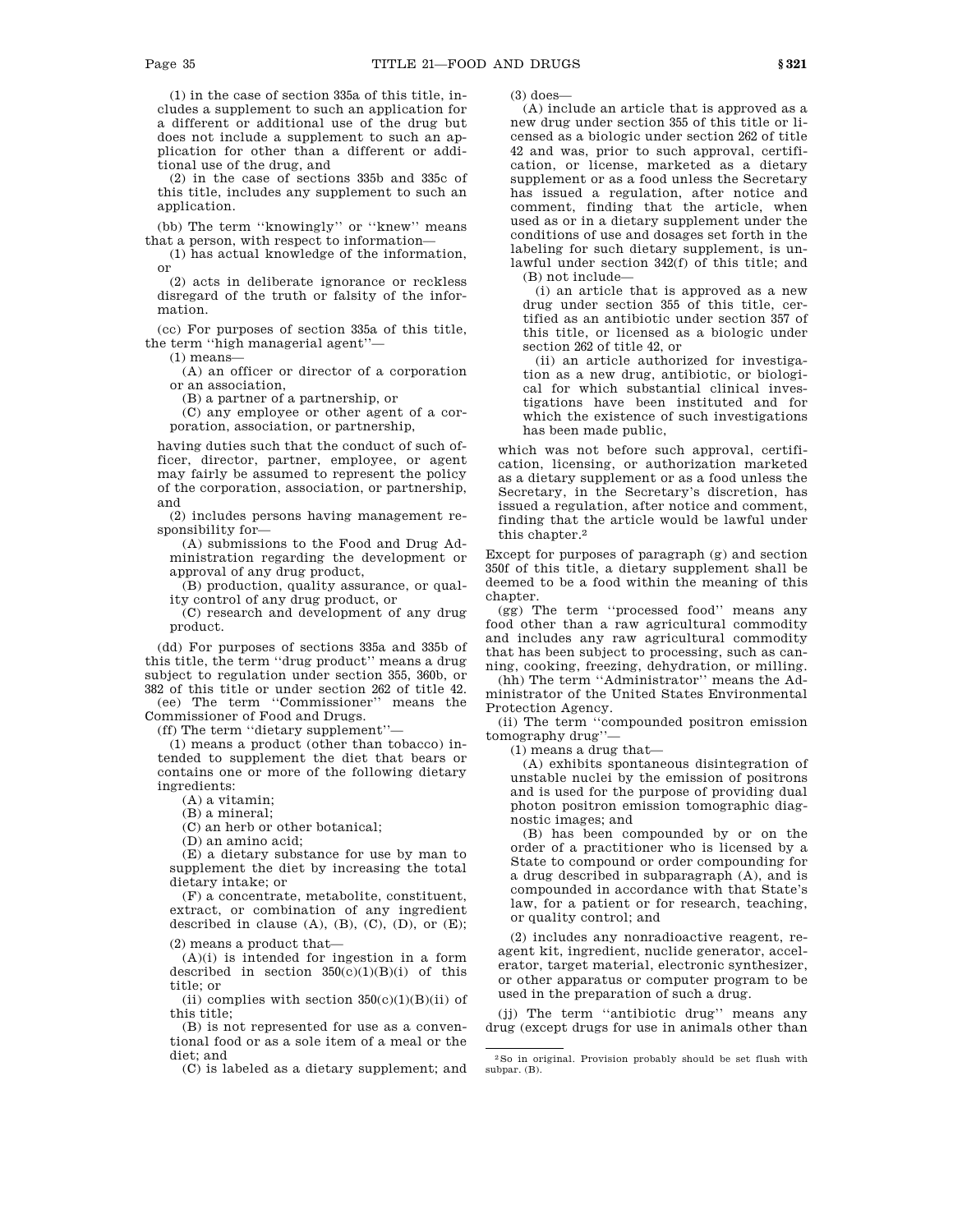(1) in the case of section 335a of this title, includes a supplement to such an application for a different or additional use of the drug but does not include a supplement to such an application for other than a different or additional use of the drug, and

(2) in the case of sections 335b and 335c of this title, includes any supplement to such an application.

(bb) The term ''knowingly'' or ''knew'' means that a person, with respect to information—

(1) has actual knowledge of the information, or

(2) acts in deliberate ignorance or reckless disregard of the truth or falsity of the information.

(cc) For purposes of section 335a of this title, the term ''high managerial agent''—

(1) means—

(A) an officer or director of a corporation or an association,

(B) a partner of a partnership, or

(C) any employee or other agent of a corporation, association, or partnership,

having duties such that the conduct of such officer, director, partner, employee, or agent may fairly be assumed to represent the policy of the corporation, association, or partnership, and

(2) includes persons having management responsibility for—

(A) submissions to the Food and Drug Administration regarding the development or approval of any drug product,

(B) production, quality assurance, or quality control of any drug product, or

(C) research and development of any drug product.

(dd) For purposes of sections 335a and 335b of this title, the term ''drug product'' means a drug subject to regulation under section 355, 360b, or 382 of this title or under section 262 of title 42.

(ee) The term ''Commissioner'' means the Commissioner of Food and Drugs.

(ff) The term ''dietary supplement''—

(1) means a product (other than tobacco) intended to supplement the diet that bears or contains one or more of the following dietary ingredients:

(A) a vitamin;

(B) a mineral;

(C) an herb or other botanical;

(D) an amino acid;

(E) a dietary substance for use by man to supplement the diet by increasing the total dietary intake; or

(F) a concentrate, metabolite, constituent, extract, or combination of any ingredient described in clause (A), (B), (C), (D), or (E);

(2) means a product that—

(A)(i) is intended for ingestion in a form described in section 350(c)(1)(B)(i) of this title; or

(ii) complies with section 350(c)(1)(B)(ii) of this title;

(B) is not represented for use as a conventional food or as a sole item of a meal or the diet; and

(C) is labeled as a dietary supplement; and

(3) does—

(A) include an article that is approved as a new drug under section 355 of this title or licensed as a biologic under section 262 of title 42 and was, prior to such approval, certification, or license, marketed as a dietary supplement or as a food unless the Secretary has issued a regulation, after notice and comment, finding that the article, when used as or in a dietary supplement under the conditions of use and dosages set forth in the labeling for such dietary supplement, is unlawful under section 342(f) of this title; and

(B) not include—

(i) an article that is approved as a new drug under section 355 of this title, certified as an antibiotic under section 357 of this title, or licensed as a biologic under section 262 of title 42, or

(ii) an article authorized for investigation as a new drug, antibiotic, or biological for which substantial clinical investigations have been instituted and for which the existence of such investigations has been made public,

which was not before such approval, certification, licensing, or authorization marketed as a dietary supplement or as a food unless the Secretary, in the Secretary's discretion, has issued a regulation, after notice and comment, finding that the article would be lawful under this chapter.[2]

Except for purposes of paragraph (g) and section 350f of this title, a dietary supplement shall be deemed to be a food within the meaning of this chapter.

(gg) The term ''processed food'' means any food other than a raw agricultural commodity and includes any raw agricultural commodity that has been subject to processing, such as canning, cooking, freezing, dehydration, or milling.

(hh) The term ''Administrator'' means the Administrator of the United States Environmental Protection Agency.

(ii) The term ''compounded positron emission tomography drug''—

(1) means a drug that—

(A) exhibits spontaneous disintegration of unstable nuclei by the emission of positrons and is used for the purpose of providing dual photon positron emission tomographic diagnostic images; and

(B) has been compounded by or on the order of a practitioner who is licensed by a State to compound or order compounding for a drug described in subparagraph (A), and is compounded in accordance with that State's law, for a patient or for research, teaching, or quality control; and

(2) includes any nonradioactive reagent, reagent kit, ingredient, nuclide generator, accelerator, target material, electronic synthesizer, or other apparatus or computer program to be used in the preparation of such a drug.

(jj) The term ''antibiotic drug'' means any drug (except drugs for use in animals other than

---

[2] So in original. Provision probably should be set flush with subpar. (B).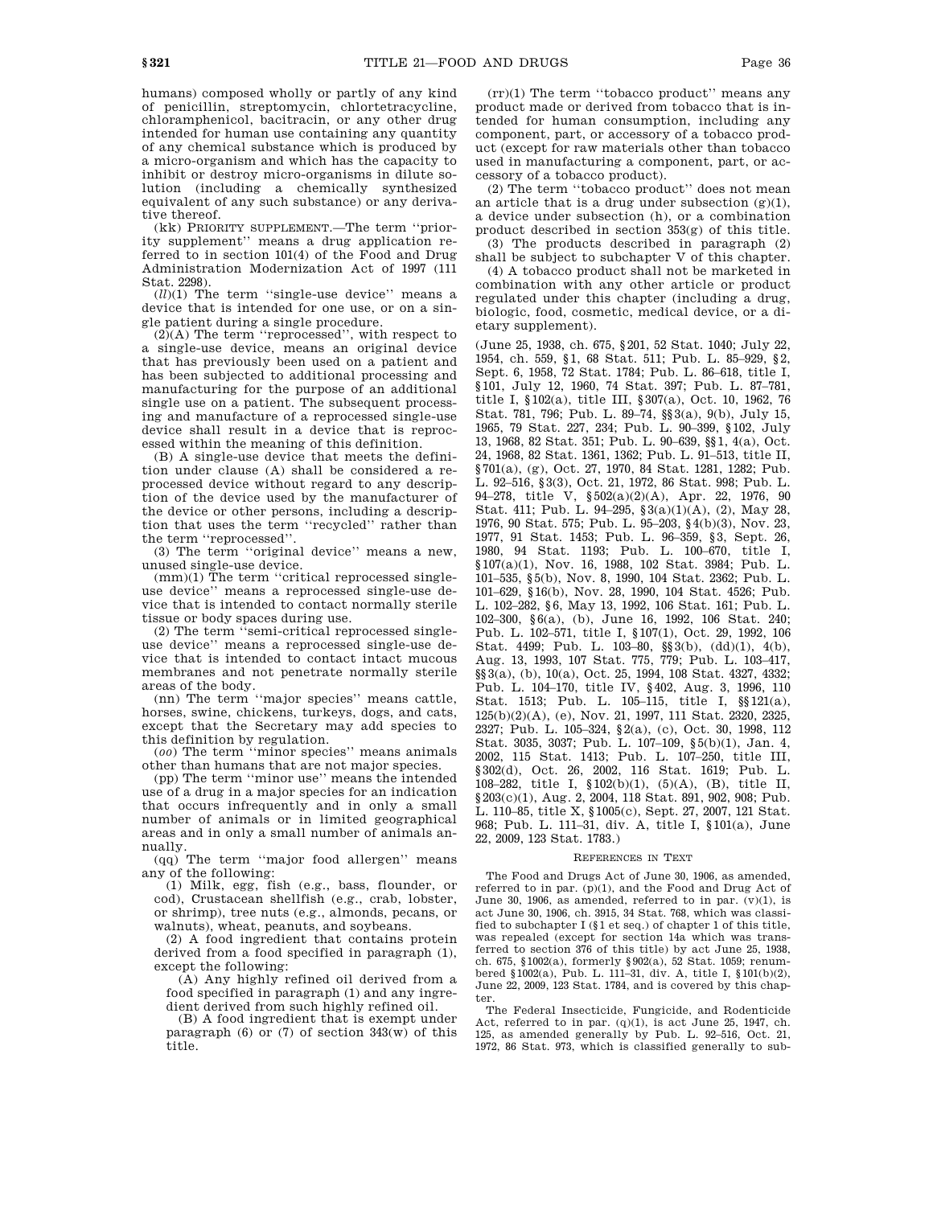humans) composed wholly or partly of any kind of penicillin, streptomycin, chlortetracycline, chloramphenicol, bacitracin, or any other drug intended for human use containing any quantity of any chemical substance which is produced by a micro-organism and which has the capacity to inhibit or destroy micro-organisms in dilute solution (including a chemically synthesized equivalent of any such substance) or any derivative thereof.

(kk) PRIORITY SUPPLEMENT.—The term ''priority supplement'' means a drug application referred to in section 101(4) of the Food and Drug Administration Modernization Act of 1997 (111 Stat. 2298).

(*ll*)(1) The term ''single-use device'' means a device that is intended for one use, or on a single patient during a single procedure.

(2)(A) The term ''reprocessed'', with respect to a single-use device, means an original device that has previously been used on a patient and has been subjected to additional processing and manufacturing for the purpose of an additional single use on a patient. The subsequent processing and manufacture of a reprocessed single-use device shall result in a device that is reprocessed within the meaning of this definition.

(B) A single-use device that meets the definition under clause (A) shall be considered a reprocessed device without regard to any description of the device used by the manufacturer of the device or other persons, including a description that uses the term ''recycled'' rather than the term ''reprocessed''.

(3) The term ''original device'' means a new, unused single-use device.

(mm)(1) The term ''critical reprocessed single-use device'' means a reprocessed single-use device that is intended to contact normally sterile tissue or body spaces during use.

(2) The term ''semi-critical reprocessed single-use device'' means a reprocessed single-use device that is intended to contact intact mucous membranes and not penetrate normally sterile areas of the body.

(nn) The term ''major species'' means cattle, horses, swine, chickens, turkeys, dogs, and cats, except that the Secretary may add species to this definition by regulation.

(*oo*) The term ''minor species'' means animals other than humans that are not major species.

(pp) The term ''minor use'' means the intended use of a drug in a major species for an indication that occurs infrequently and in only a small number of animals or in limited geographical areas and in only a small number of animals annually.

(qq) The term ''major food allergen'' means any of the following:

(1) Milk, egg, fish (e.g., bass, flounder, or cod), Crustacean shellfish (e.g., crab, lobster, or shrimp), tree nuts (e.g., almonds, pecans, or walnuts), wheat, peanuts, and soybeans.

(2) A food ingredient that contains protein derived from a food specified in paragraph (1), except the following:

(A) Any highly refined oil derived from a food specified in paragraph (1) and any ingredient derived from such highly refined oil.

(B) A food ingredient that is exempt under paragraph (6) or (7) of section 343(w) of this title.

(rr)(1) The term ''tobacco product'' means any product made or derived from tobacco that is intended for human consumption, including any component, part, or accessory of a tobacco product (except for raw materials other than tobacco used in manufacturing a component, part, or accessory of a tobacco product).

(2) The term ''tobacco product'' does not mean an article that is a drug under subsection (g)(1), a device under subsection (h), or a combination product described in section 353(g) of this title.

(3) The products described in paragraph (2) shall be subject to subchapter V of this chapter.

(4) A tobacco product shall not be marketed in combination with any other article or product regulated under this chapter (including a drug, biologic, food, cosmetic, medical device, or a dietary supplement).

(June 25, 1938, ch. 675, §201, 52 Stat. 1040; July 22, 1954, ch. 559, §1, 68 Stat. 511; Pub. L. 85–929, §2, Sept. 6, 1958, 72 Stat. 1784; Pub. L. 86–618, title I, §101, July 12, 1960, 74 Stat. 397; Pub. L. 87–781, title I, §102(a), title III, §307(a), Oct. 10, 1962, 76 Stat. 781, 796; Pub. L. 89–74, §§3(a), 9(b), July 15, 1965, 79 Stat. 227, 234; Pub. L. 90–399, §102, July 13, 1968, 82 Stat. 351; Pub. L. 90–639, §§1, 4(a), Oct. 24, 1968, 82 Stat. 1361, 1362; Pub. L. 91–513, title II, §701(a), (g), Oct. 27, 1970, 84 Stat. 1281, 1282; Pub. L. 92–516, §3(3), Oct. 21, 1972, 86 Stat. 998; Pub. L. 94–278, title V, §502(a)(2)(A), Apr. 22, 1976, 90 Stat. 411; Pub. L. 94–295, §3(a)(1)(A), (2), May 28, 1976, 90 Stat. 575; Pub. L. 95–203, §4(b)(3), Nov. 23, 1977, 91 Stat. 1453; Pub. L. 96–359, §3, Sept. 26, 1980, 94 Stat. 1193; Pub. L. 100–670, title I, §107(a)(1), Nov. 16, 1988, 102 Stat. 3984; Pub. L. 101–535, §5(b), Nov. 8, 1990, 104 Stat. 2362; Pub. L. 101–629, §16(b), Nov. 28, 1990, 104 Stat. 4526; Pub. L. 102–282, §6, May 13, 1992, 106 Stat. 161; Pub. L. 102–300, §6(a), (b), June 16, 1992, 106 Stat. 240; Pub. L. 102–571, title I, §107(1), Oct. 29, 1992, 106 Stat. 4499; Pub. L. 103–80, §§3(b), (dd)(1), 4(b), Aug. 13, 1993, 107 Stat. 775, 779; Pub. L. 103–417, §§3(a), (b), 10(a), Oct. 25, 1994, 108 Stat. 4327, 4332; Pub. L. 104–170, title IV, §402, Aug. 3, 1996, 110 Stat. 1513; Pub. L. 105–115, title I, §§121(a), 125(b)(2)(A), (e), Nov. 21, 1997, 111 Stat. 2320, 2325, 2327; Pub. L. 105–324, §2(a), (c), Oct. 30, 1998, 112 Stat. 3035, 3037; Pub. L. 107–109, §5(b)(1), Jan. 4, 2002, 115 Stat. 1413; Pub. L. 107–250, title III, §302(d), Oct. 26, 2002, 116 Stat. 1619; Pub. L. 108–282, title I, §102(b)(1), (5)(A), (B), title II, §203(c)(1), Aug. 2, 2004, 118 Stat. 891, 902, 908; Pub. L. 110–85, title X, §1005(c), Sept. 27, 2007, 121 Stat. 968; Pub. L. 111–31, div. A, title I, §101(a), June 22, 2009, 123 Stat. 1783.)

REFERENCES IN TEXT

The Food and Drugs Act of June 30, 1906, as amended, referred to in par. (p)(1), and the Food and Drug Act of June 30, 1906, as amended, referred to in par. (v)(1), is act June 30, 1906, ch. 3915, 34 Stat. 768, which was classified to subchapter I (§1 et seq.) of chapter 1 of this title, was repealed (except for section 14a which was transferred to section 376 of this title) by act June 25, 1938, ch. 675, §1002(a), formerly §902(a), 52 Stat. 1059; renumbered §1002(a), Pub. L. 111–31, div. A, title I, §101(b)(2), June 22, 2009, 123 Stat. 1784, and is covered by this chapter.

The Federal Insecticide, Fungicide, and Rodenticide Act, referred to in par. (q)(1), is act June 25, 1947, ch. 125, as amended generally by Pub. L. 92–516, Oct. 21, 1972, 86 Stat. 973, which is classified generally to sub-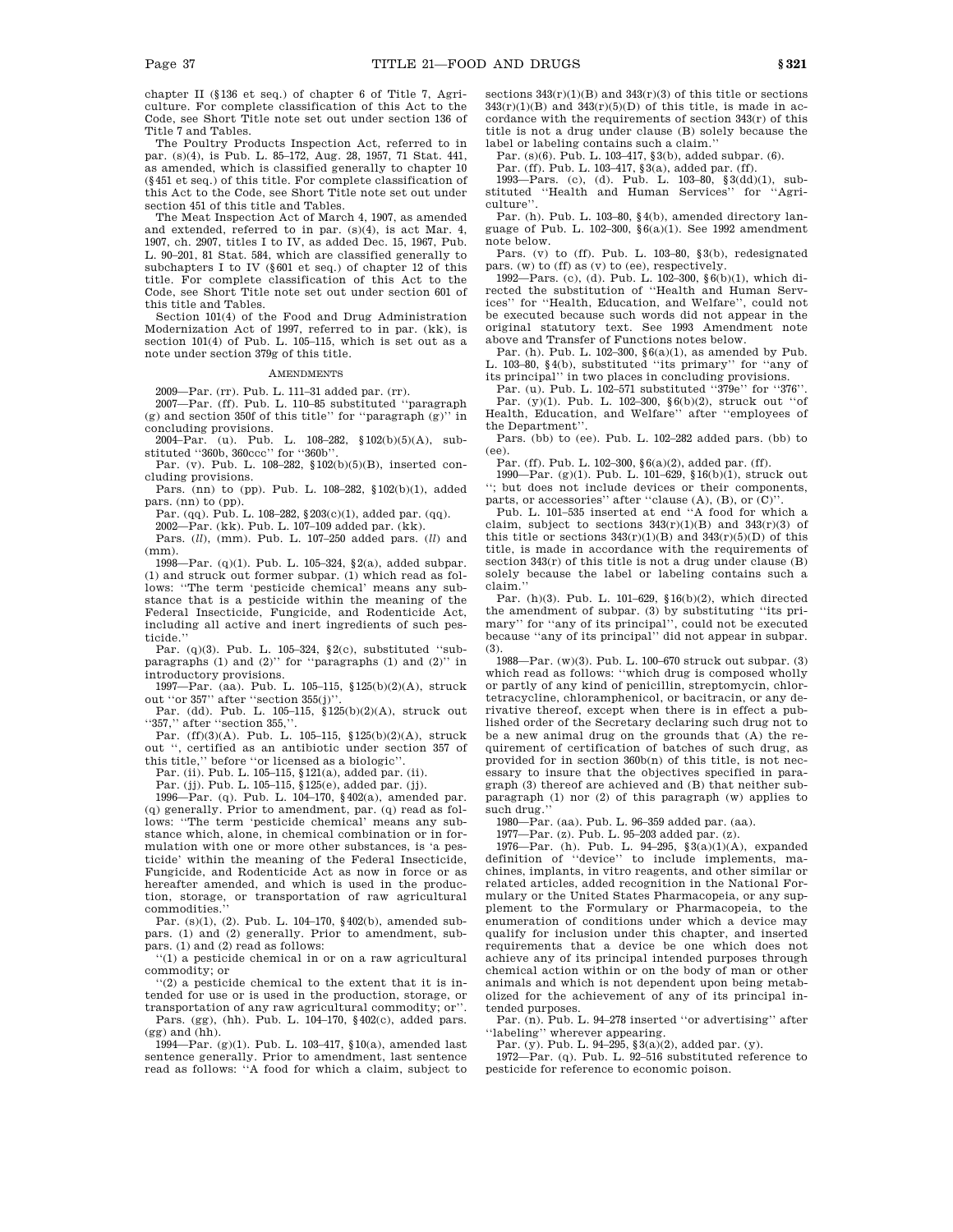chapter II (§136 et seq.) of chapter 6 of Title 7, Agriculture. For complete classification of this Act to the Code, see Short Title note set out under section 136 of Title 7 and Tables.

The Poultry Products Inspection Act, referred to in par. (s)(4), is Pub. L. 85–172, Aug. 28, 1957, 71 Stat. 441, as amended, which is classified generally to chapter 10 (§451 et seq.) of this title. For complete classification of this Act to the Code, see Short Title note set out under section 451 of this title and Tables.

The Meat Inspection Act of March 4, 1907, as amended and extended, referred to in par. (s)(4), is act Mar. 4, 1907, ch. 2907, titles I to IV, as added Dec. 15, 1967, Pub. L. 90–201, 81 Stat. 584, which are classified generally to subchapters I to IV (§601 et seq.) of chapter 12 of this title. For complete classification of this Act to the Code, see Short Title note set out under section 601 of this title and Tables.

Section 101(4) of the Food and Drug Administration Modernization Act of 1997, referred to in par. (kk), is section 101(4) of Pub. L. 105–115, which is set out as a note under section 379g of this title.

AMENDMENTS

2009—Par. (rr). Pub. L. 111–31 added par. (rr).

2007—Par. (ff). Pub. L. 110–85 substituted "paragraph (g) and section 350f of this title" for "paragraph (g)" in concluding provisions.

2004—Par. (u). Pub. L. 108–282, §102(b)(5)(A), substituted "360b, 360ccc" for "360b".

Par. (v). Pub. L. 108–282, §102(b)(5)(B), inserted concluding provisions.

Pars. (nn) to (pp). Pub. L. 108–282, §102(b)(1), added pars. (nn) to (pp).

Par. (qq). Pub. L. 108–282, §203(c)(1), added par. (qq).

2002—Par. (kk). Pub. L. 107–109 added par. (kk).

Pars. (*ll*), (mm). Pub. L. 107–250 added pars. (*ll*) and (mm).

1998—Par. (q)(1). Pub. L. 105–324, §2(a), added subpar. (1) and struck out former subpar. (1) which read as follows: "The term 'pesticide chemical' means any substance that is a pesticide within the meaning of the Federal Insecticide, Fungicide, and Rodenticide Act, including all active and inert ingredients of such pesticide."

Par. (q)(3). Pub. L. 105–324, §2(c), substituted "subparagraphs (1) and (2)" for "paragraphs (1) and (2)" in introductory provisions.

1997—Par. (aa). Pub. L. 105–115, §125(b)(2)(A), struck out "or 357" after "section 355(j)".

Par. (dd). Pub. L. 105–115, §125(b)(2)(A), struck out "357," after "section 355,".

Par. (ff)(3)(A). Pub. L. 105–115, §125(b)(2)(A), struck out ", certified as an antibiotic under section 357 of this title," before "or licensed as a biologic".

Par. (ii). Pub. L. 105–115, §121(a), added par. (ii).

Par. (jj). Pub. L. 105–115, §125(e), added par. (jj).

1996—Par. (q). Pub. L. 104–170, §402(a), amended par. (q) generally. Prior to amendment, par. (q) read as follows: "The term 'pesticide chemical' means any substance which, alone, in chemical combination or in formulation with one or more other substances, is 'a pesticide' within the meaning of the Federal Insecticide, Fungicide, and Rodenticide Act as now in force or as hereafter amended, and which is used in the production, storage, or transportation of raw agricultural commodities."

Par. (s)(1), (2). Pub. L. 104–170, §402(b), amended subpars. (1) and (2) generally. Prior to amendment, subpars. (1) and (2) read as follows:

"(1) a pesticide chemical in or on a raw agricultural commodity; or

"(2) a pesticide chemical to the extent that it is intended for use or is used in the production, storage, or transportation of any raw agricultural commodity; or".

Pars. (gg), (hh). Pub. L. 104–170, §402(c), added pars. (gg) and (hh).

1994—Par. (g)(1). Pub. L. 103–417, §10(a), amended last sentence generally. Prior to amendment, last sentence read as follows: "A food for which a claim, subject to sections 343(r)(1)(B) and 343(r)(3) of this title or sections 343(r)(1)(B) and 343(r)(5)(D) of this title, is made in accordance with the requirements of section 343(r) of this title is not a drug under clause (B) solely because the label or labeling contains such a claim."

Par. (s)(6). Pub. L. 103–417, §3(b), added subpar. (6).

Par. (ff). Pub. L. 103–417, §3(a), added par. (ff).

1993—Pars. (c), (d). Pub. L. 103–80, §3(dd)(1), substituted "Health and Human Services" for "Agriculture".

Par. (h). Pub. L. 103–80, §4(b), amended directory language of Pub. L. 102–300, §6(a)(1). See 1992 amendment note below.

Pars. (v) to (ff). Pub. L. 103–80, §3(b), redesignated pars. (w) to (ff) as (v) to (ee), respectively.

1992—Pars. (c), (d). Pub. L. 102–300, §6(b)(1), which directed the substitution of "Health and Human Services" for "Health, Education, and Welfare", could not be executed because such words did not appear in the original statutory text. See 1993 Amendment note above and Transfer of Functions notes below.

Par. (h). Pub. L. 102–300, §6(a)(1), as amended by Pub. L. 103–80, §4(b), substituted "its primary" for "any of its principal" in two places in concluding provisions.

Par. (u). Pub. L. 102–571 substituted "379e" for "376".

Par. (y)(1). Pub. L. 102–300, §6(b)(2), struck out "of Health, Education, and Welfare" after "employees of the Department".

Pars. (bb) to (ee). Pub. L. 102–282 added pars. (bb) to (ee).

Par. (ff). Pub. L. 102–300, §6(a)(2), added par. (ff).

1990—Par. (g)(1). Pub. L. 101–629, §16(b)(1), struck out "; but does not include devices or their components, parts, or accessories" after "clause (A), (B), or (C)".

Pub. L. 101–535 inserted at end "A food for which a claim, subject to sections 343(r)(1)(B) and 343(r)(3) of this title or sections 343(r)(1)(B) and 343(r)(5)(D) of this title, is made in accordance with the requirements of section 343(r) of this title is not a drug under clause (B) solely because the label or labeling contains such a claim."

Par. (h)(3). Pub. L. 101–629, §16(b)(2), which directed the amendment of subpar. (3) by substituting "its primary" for "any of its principal", could not be executed because "any of its principal" did not appear in subpar. (3).

1988—Par. (w)(3). Pub. L. 100–670 struck out subpar. (3) which read as follows: "which drug is composed wholly or partly of any kind of penicillin, streptomycin, chlortetracycline, chloramphenicol, or bacitracin, or any derivative thereof, except when there is in effect a published order of the Secretary declaring such drug not to be a new animal drug on the grounds that (A) the requirement of certification of batches of such drug, as provided for in section 360b(n) of this title, is not necessary to insure that the objectives specified in paragraph (3) thereof are achieved and (B) that neither subparagraph (1) nor (2) of this paragraph (w) applies to such drug."

1980—Par. (aa). Pub. L. 96–359 added par. (aa).

1977—Par. (z). Pub. L. 95–203 added par. (z).

1976—Par. (h). Pub. L. 94–295, §3(a)(1)(A), expanded definition of "device" to include implements, machines, implants, in vitro reagents, and other similar or related articles, added recognition in the National Formulary or the United States Pharmacopeia, or any supplement to the Formulary or Pharmacopeia, to the enumeration of conditions under which a device may qualify for inclusion under this chapter, and inserted requirements that a device be one which does not achieve any of its principal intended purposes through chemical action within or on the body of man or other animals and which is not dependent upon being metabolized for the achievement of any of its principal intended purposes.

Par. (n). Pub. L. 94–278 inserted "or advertising" after "labeling" wherever appearing.

Par. (y). Pub. L. 94–295, §3(a)(2), added par. (y).

1972—Par. (q). Pub. L. 92–516 substituted reference to pesticide for reference to economic poison.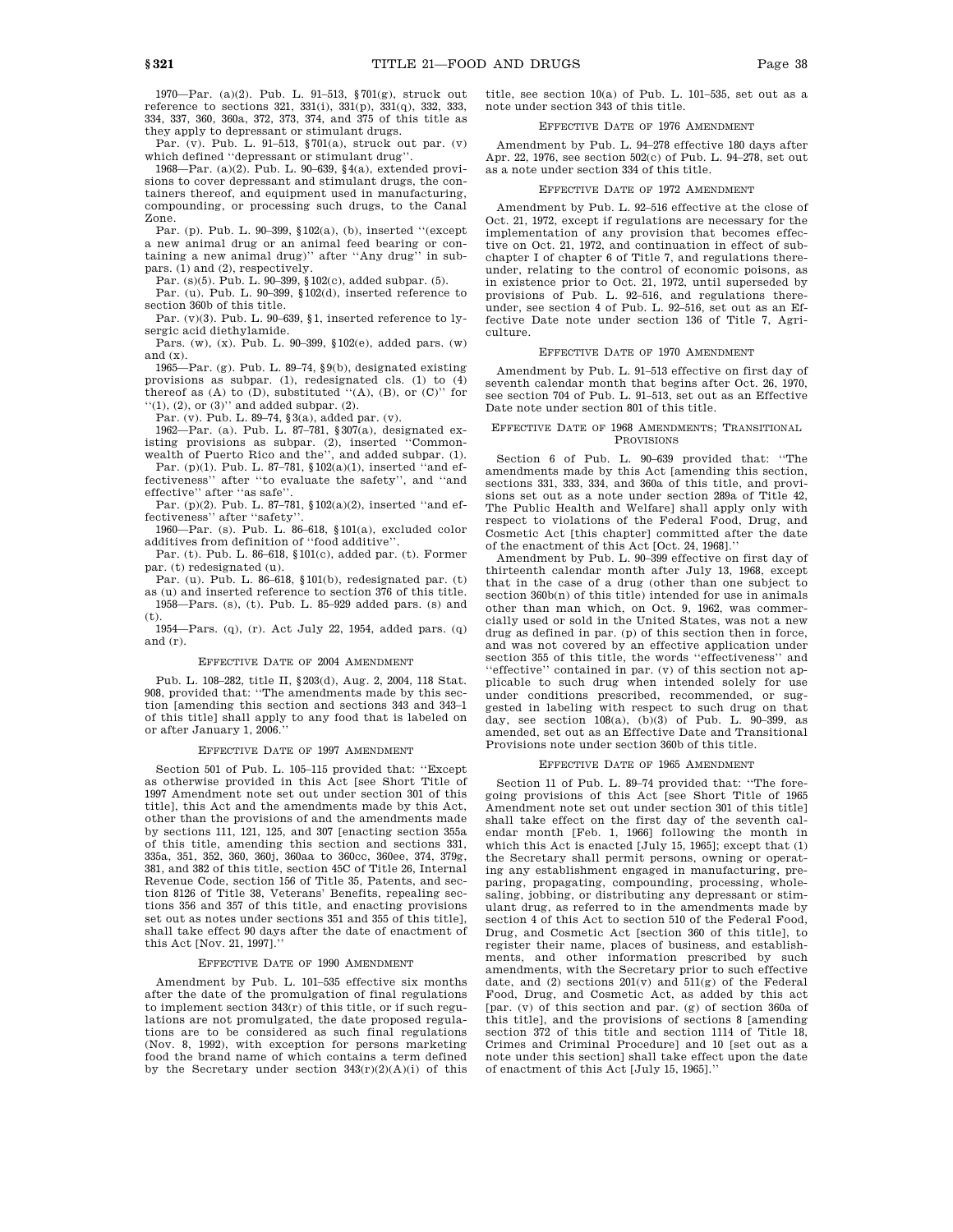1970—Par. (a)(2). Pub. L. 91–513, §701(g), struck out reference to sections 321, 331(i), 331(p), 331(q), 332, 333, 334, 337, 360, 360a, 372, 373, 374, and 375 of this title as they apply to depressant or stimulant drugs.

Par. (v). Pub. L. 91–513, §701(a), struck out par. (v) which defined ''depressant or stimulant drug''.

1968—Par. (a)(2). Pub. L. 90–639, §4(a), extended provisions to cover depressant and stimulant drugs, the containers thereof, and equipment used in manufacturing, compounding, or processing such drugs, to the Canal Zone.

Par. (p). Pub. L. 90–399, §102(a), (b), inserted ''(except a new animal drug or an animal feed bearing or containing a new animal drug)'' after ''Any drug'' in subpars. (1) and (2), respectively.

Par. (s)(5). Pub. L. 90–399, §102(c), added subpar. (5).

Par. (u). Pub. L. 90–399, §102(d), inserted reference to section 360b of this title.

Par. (v)(3). Pub. L. 90–639, §1, inserted reference to lysergic acid diethylamide.

Pars. (w), (x). Pub. L. 90–399, §102(e), added pars. (w) and (x).

1965—Par. (g). Pub. L. 89–74, §9(b), designated existing provisions as subpar. (1), redesignated cls. (1) to (4) thereof as (A) to (D), substituted ''(A), (B), or (C)'' for ''(1), (2), or (3)'' and added subpar. (2).

Par. (v). Pub. L. 89–74, §3(a), added par. (v).

1962—Par. (a). Pub. L. 87–781, §307(a), designated existing provisions as subpar. (2), inserted ''Commonwealth of Puerto Rico and the'', and added subpar. (1).

Par. (p)(1). Pub. L. 87–781, §102(a)(1), inserted ''and effectiveness'' after ''to evaluate the safety'', and ''and effective'' after ''as safe''.

Par. (p)(2). Pub. L. 87–781, §102(a)(2), inserted ''and effectiveness'' after ''safety''.

1960—Par. (s). Pub. L. 86–618, §101(a), excluded color additives from definition of ''food additive''.

Par. (t). Pub. L. 86–618, §101(c), added par. (t). Former par. (t) redesignated (u).

Par. (u). Pub. L. 86–618, §101(b), redesignated par. (t) as (u) and inserted reference to section 376 of this title.

1958—Pars. (s), (t). Pub. L. 85–929 added pars. (s) and (t).

1954—Pars. (q), (r). Act July 22, 1954, added pars. (q) and (r).

EFFECTIVE DATE OF 2004 AMENDMENT

Pub. L. 108–282, title II, §203(d), Aug. 2, 2004, 118 Stat. 908, provided that: ''The amendments made by this section [amending this section and sections 343 and 343–1 of this title] shall apply to any food that is labeled on or after January 1, 2006.''

EFFECTIVE DATE OF 1997 AMENDMENT

Section 501 of Pub. L. 105–115 provided that: ''Except as otherwise provided in this Act [see Short Title of 1997 Amendment note set out under section 301 of this title], this Act and the amendments made by this Act, other than the provisions of and the amendments made by sections 111, 121, 125, and 307 [enacting section 355a of this title, amending this section and sections 331, 335a, 351, 352, 360, 360j, 360aa to 360cc, 360ee, 374, 379g, 381, and 382 of this title, section 45C of Title 26, Internal Revenue Code, section 156 of Title 35, Patents, and section 8126 of Title 38, Veterans' Benefits, repealing sections 356 and 357 of this title, and enacting provisions set out as notes under sections 351 and 355 of this title], shall take effect 90 days after the date of enactment of this Act [Nov. 21, 1997].''

EFFECTIVE DATE OF 1990 AMENDMENT

Amendment by Pub. L. 101–535 effective six months after the date of the promulgation of final regulations to implement section 343(r) of this title, or if such regulations are not promulgated, the date proposed regulations are to be considered as such final regulations (Nov. 8, 1992), with exception for persons marketing food the brand name of which contains a term defined by the Secretary under section 343(r)(2)(A)(i) of this title, see section 10(a) of Pub. L. 101–535, set out as a note under section 343 of this title.

EFFECTIVE DATE OF 1976 AMENDMENT

Amendment by Pub. L. 94–278 effective 180 days after Apr. 22, 1976, see section 502(c) of Pub. L. 94–278, set out as a note under section 334 of this title.

EFFECTIVE DATE OF 1972 AMENDMENT

Amendment by Pub. L. 92–516 effective at the close of Oct. 21, 1972, except if regulations are necessary for the implementation of any provision that becomes effective on Oct. 21, 1972, and continuation in effect of subchapter I of chapter 6 of Title 7, and regulations thereunder, relating to the control of economic poisons, as in existence prior to Oct. 21, 1972, until superseded by provisions of Pub. L. 92–516, and regulations thereunder, see section 4 of Pub. L. 92–516, set out as an Effective Date note under section 136 of Title 7, Agriculture.

EFFECTIVE DATE OF 1970 AMENDMENT

Amendment by Pub. L. 91–513 effective on first day of seventh calendar month that begins after Oct. 26, 1970, see section 704 of Pub. L. 91–513, set out as an Effective Date note under section 801 of this title.

EFFECTIVE DATE OF 1968 AMENDMENTS; TRANSITIONAL PROVISIONS

Section 6 of Pub. L. 90–639 provided that: ''The amendments made by this Act [amending this section, sections 331, 333, 334, and 360a of this title, and provisions set out as a note under section 289a of Title 42, The Public Health and Welfare] shall apply only with respect to violations of the Federal Food, Drug, and Cosmetic Act [this chapter] committed after the date of the enactment of this Act [Oct. 24, 1968].''

Amendment by Pub. L. 90–399 effective on first day of thirteenth calendar month after July 13, 1968, except that in the case of a drug (other than one subject to section 360b(n) of this title) intended for use in animals other than man which, on Oct. 9, 1962, was not a new drug as defined in par. (p) of this section then in force, and was not covered by an effective application under section 355 of this title, the words ''effectiveness'' and ''effective'' contained in par. (v) of this section not applicable to such drug when intended solely for use under conditions prescribed, recommended, or suggested in labeling with respect to such drug on that day, see section 108(a), (b)(3) of Pub. L. 90–399, as amended, set out as an Effective Date and Transitional Provisions note under section 360b of this title.

EFFECTIVE DATE OF 1965 AMENDMENT

Section 11 of Pub. L. 89–74 provided that: ''The foregoing provisions of this Act [see Short Title of 1965 Amendment note set out under section 301 of this title] shall take effect on the first day of the seventh calendar month [Feb. 1, 1966] following the month in which this Act is enacted [July 15, 1965]; except that (1) the Secretary shall permit persons, owning or operating any establishment engaged in manufacturing, preparing, propagating, compounding, processing, wholesaling, jobbing, or distributing any depressant or stimulant drug, as referred to in the amendments made by section 4 of this Act to section 510 of the Federal Food, Drug, and Cosmetic Act [section 360 of this title], to register their name, places of business, and establishments, and other information prescribed by such amendments, with the Secretary prior to such effective date, and (2) sections 201(v) and 511(g) of the Federal Food, Drug, and Cosmetic Act, as added by this act [par. (v) of this section and par. (g) of section 360a of this title], and the provisions of sections 8 [amending section 372 of this title and section 1114 of Title 18, Crimes and Criminal Procedure] and 10 [set out as a note under this section] shall take effect upon the date of enactment of this Act [July 15, 1965].''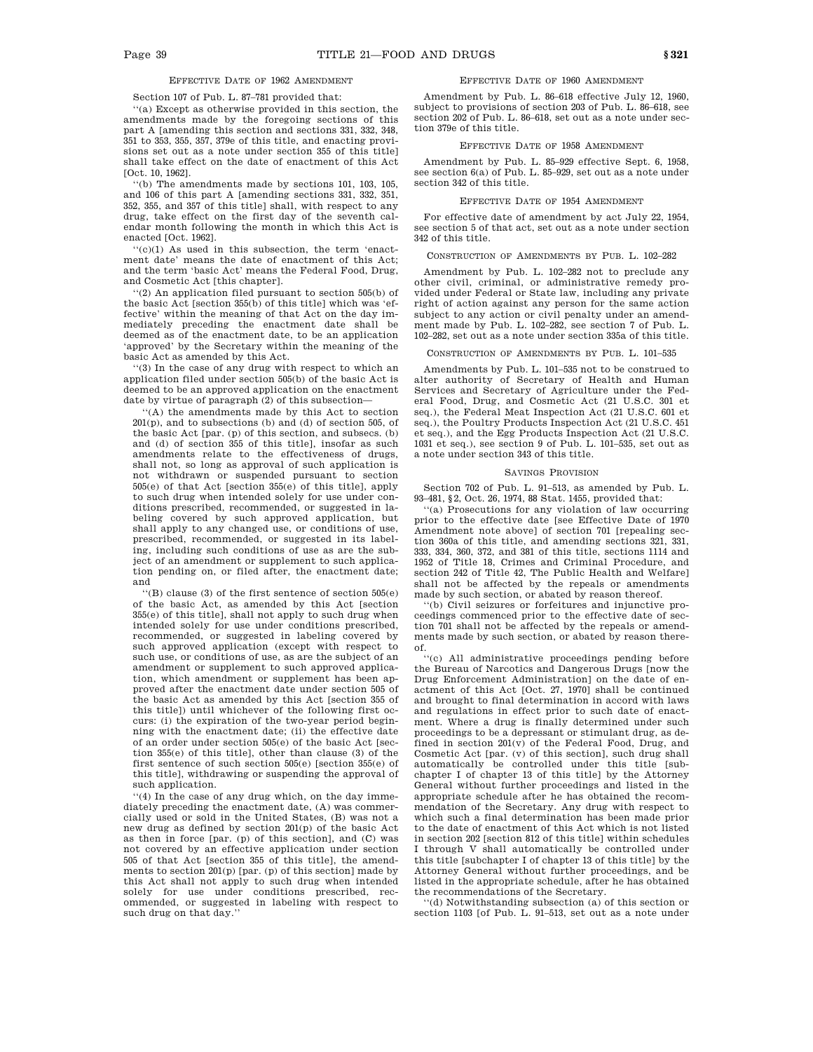#### EFFECTIVE DATE OF 1962 AMENDMENT

Section 107 of Pub. L. 87–781 provided that:

''(a) Except as otherwise provided in this section, the amendments made by the foregoing sections of this part A [amending this section and sections 331, 332, 348, 351 to 353, 355, 357, 379e of this title, and enacting provisions set out as a note under section 355 of this title] shall take effect on the date of enactment of this Act [Oct. 10, 1962].

''(b) The amendments made by sections 101, 103, 105, and 106 of this part A [amending sections 331, 332, 351, 352, 355, and 357 of this title] shall, with respect to any drug, take effect on the first day of the seventh calendar month following the month in which this Act is enacted [Oct. 1962].

''(c)(1) As used in this subsection, the term 'enactment date' means the date of enactment of this Act; and the term 'basic Act' means the Federal Food, Drug, and Cosmetic Act [this chapter].

''(2) An application filed pursuant to section 505(b) of the basic Act [section 355(b) of this title] which was 'effective' within the meaning of that Act on the day immediately preceding the enactment date shall be deemed as of the enactment date, to be an application 'approved' by the Secretary within the meaning of the basic Act as amended by this Act.

''(3) In the case of any drug with respect to which an application filed under section 505(b) of the basic Act is deemed to be an approved application on the enactment date by virtue of paragraph (2) of this subsection—

''(A) the amendments made by this Act to section 201(p), and to subsections (b) and (d) of section 505, of the basic Act [par. (p) of this section, and subsecs. (b) and (d) of section 355 of this title], insofar as such amendments relate to the effectiveness of drugs, shall not, so long as approval of such application is not withdrawn or suspended pursuant to section 505(e) of that Act [section 355(e) of this title], apply to such drug when intended solely for use under conditions prescribed, recommended, or suggested in labeling covered by such approved application, but shall apply to any changed use, or conditions of use, prescribed, recommended, or suggested in its labeling, including such conditions of use as are the subject of an amendment or supplement to such application pending on, or filed after, the enactment date; and

''(B) clause (3) of the first sentence of section 505(e) of the basic Act, as amended by this Act [section 355(e) of this title], shall not apply to such drug when intended solely for use under conditions prescribed, recommended, or suggested in labeling covered by such approved application (except with respect to such use, or conditions of use, as are the subject of an amendment or supplement to such approved application, which amendment or supplement has been approved after the enactment date under section 505 of the basic Act as amended by this Act [section 355 of this title]) until whichever of the following first occurs: (i) the expiration of the two-year period beginning with the enactment date; (ii) the effective date of an order under section 505(e) of the basic Act [section 355(e) of this title], other than clause (3) of the first sentence of such section 505(e) [section 355(e) of this title], withdrawing or suspending the approval of such application.

''(4) In the case of any drug which, on the day immediately preceding the enactment date, (A) was commercially used or sold in the United States, (B) was not a new drug as defined by section 201(p) of the basic Act as then in force [par. (p) of this section], and (C) was not covered by an effective application under section 505 of that Act [section 355 of this title], the amendments to section 201(p) [par. (p) of this section] made by this Act shall not apply to such drug when intended solely for use under conditions prescribed, recommended, or suggested in labeling with respect to such drug on that day.''

#### EFFECTIVE DATE OF 1960 AMENDMENT

Amendment by Pub. L. 86–618 effective July 12, 1960, subject to provisions of section 203 of Pub. L. 86–618, see section 202 of Pub. L. 86–618, set out as a note under section 379e of this title.

#### EFFECTIVE DATE OF 1958 AMENDMENT

Amendment by Pub. L. 85–929 effective Sept. 6, 1958, see section 6(a) of Pub. L. 85–929, set out as a note under section 342 of this title.

#### EFFECTIVE DATE OF 1954 AMENDMENT

For effective date of amendment by act July 22, 1954, see section 5 of that act, set out as a note under section 342 of this title.

#### CONSTRUCTION OF AMENDMENTS BY PUB. L. 102–282

Amendment by Pub. L. 102–282 not to preclude any other civil, criminal, or administrative remedy provided under Federal or State law, including any private right of action against any person for the same action subject to any action or civil penalty under an amendment made by Pub. L. 102–282, see section 7 of Pub. L. 102–282, set out as a note under section 335a of this title.

#### CONSTRUCTION OF AMENDMENTS BY PUB. L. 101–535

Amendments by Pub. L. 101–535 not to be construed to alter authority of Secretary of Health and Human Services and Secretary of Agriculture under the Federal Food, Drug, and Cosmetic Act (21 U.S.C. 301 et seq.), the Federal Meat Inspection Act (21 U.S.C. 601 et seq.), the Poultry Products Inspection Act (21 U.S.C. 451 et seq.), and the Egg Products Inspection Act (21 U.S.C. 1031 et seq.), see section 9 of Pub. L. 101–535, set out as a note under section 343 of this title.

#### SAVINGS PROVISION

Section 702 of Pub. L. 91–513, as amended by Pub. L. 93–481, §2, Oct. 26, 1974, 88 Stat. 1455, provided that:

''(a) Prosecutions for any violation of law occurring prior to the effective date [see Effective Date of 1970 Amendment note above] of section 701 [repealing section 360a of this title, and amending sections 321, 331, 333, 334, 360, 372, and 381 of this title, sections 1114 and 1952 of Title 18, Crimes and Criminal Procedure, and section 242 of Title 42, The Public Health and Welfare] shall not be affected by the repeals or amendments made by such section, or abated by reason thereof.

''(b) Civil seizures or forfeitures and injunctive proceedings commenced prior to the effective date of section 701 shall not be affected by the repeals or amendments made by such section, or abated by reason thereof.

''(c) All administrative proceedings pending before the Bureau of Narcotics and Dangerous Drugs [now the Drug Enforcement Administration] on the date of enactment of this Act [Oct. 27, 1970] shall be continued and brought to final determination in accord with laws and regulations in effect prior to such date of enactment. Where a drug is finally determined under such proceedings to be a depressant or stimulant drug, as defined in section 201(v) of the Federal Food, Drug, and Cosmetic Act [par. (v) of this section], such drug shall automatically be controlled under this title [subchapter I of chapter 13 of this title] by the Attorney General without further proceedings and listed in the appropriate schedule after he has obtained the recommendation of the Secretary. Any drug with respect to which such a final determination has been made prior to the date of enactment of this Act which is not listed in section 202 [section 812 of this title] within schedules I through V shall automatically be controlled under this title [subchapter I of chapter 13 of this title] by the Attorney General without further proceedings, and be listed in the appropriate schedule, after he has obtained the recommendations of the Secretary.

''(d) Notwithstanding subsection (a) of this section or section 1103 [of Pub. L. 91–513, set out as a note under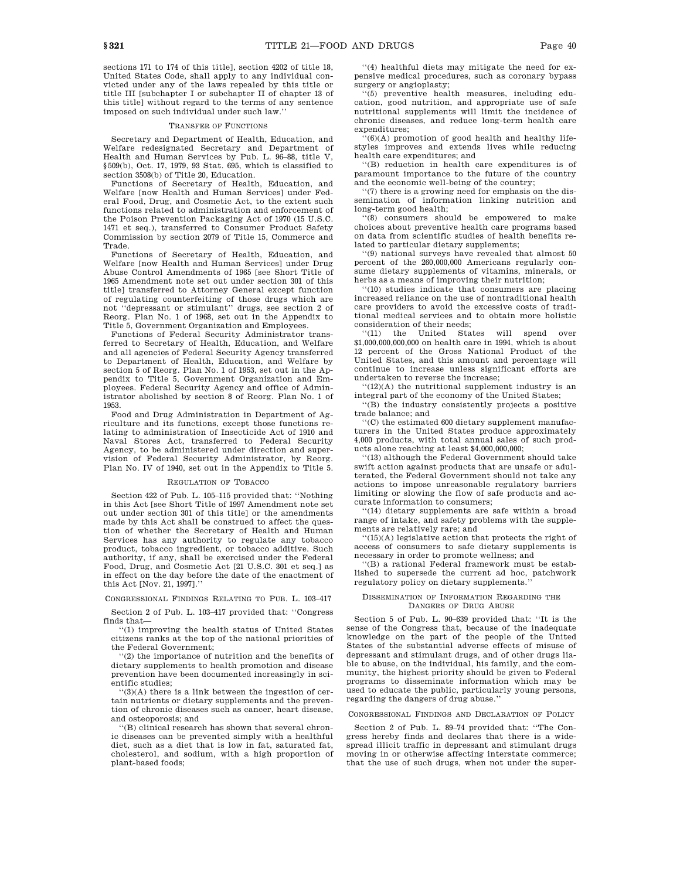sections 171 to 174 of this title], section 4202 of title 18, United States Code, shall apply to any individual convicted under any of the laws repealed by this title or title III [subchapter I or subchapter II of chapter 13 of this title] without regard to the terms of any sentence imposed on such individual under such law.''

### TRANSFER OF FUNCTIONS

Secretary and Department of Health, Education, and Welfare redesignated Secretary and Department of Health and Human Services by Pub. L. 96–88, title V, §509(b), Oct. 17, 1979, 93 Stat. 695, which is classified to section 3508(b) of Title 20, Education.

Functions of Secretary of Health, Education, and Welfare [now Health and Human Services] under Federal Food, Drug, and Cosmetic Act, to the extent such functions related to administration and enforcement of the Poison Prevention Packaging Act of 1970 (15 U.S.C. 1471 et seq.), transferred to Consumer Product Safety Commission by section 2079 of Title 15, Commerce and Trade.

Functions of Secretary of Health, Education, and Welfare [now Health and Human Services] under Drug Abuse Control Amendments of 1965 [see Short Title of 1965 Amendment note set out under section 301 of this title] transferred to Attorney General except function of regulating counterfeiting of those drugs which are not ''depressant or stimulant'' drugs, see section 2 of Reorg. Plan No. 1 of 1968, set out in the Appendix to Title 5, Government Organization and Employees.

Functions of Federal Security Administrator transferred to Secretary of Health, Education, and Welfare and all agencies of Federal Security Agency transferred to Department of Health, Education, and Welfare by section 5 of Reorg. Plan No. 1 of 1953, set out in the Appendix to Title 5, Government Organization and Employees. Federal Security Agency and office of Administrator abolished by section 8 of Reorg. Plan No. 1 of 1953.

Food and Drug Administration in Department of Agriculture and its functions, except those functions relating to administration of Insecticide Act of 1910 and Naval Stores Act, transferred to Federal Security Agency, to be administered under direction and supervision of Federal Security Administrator, by Reorg. Plan No. IV of 1940, set out in the Appendix to Title 5.

### REGULATION OF TOBACCO

Section 422 of Pub. L. 105–115 provided that: ''Nothing in this Act [see Short Title of 1997 Amendment note set out under section 301 of this title] or the amendments made by this Act shall be construed to affect the question of whether the Secretary of Health and Human Services has any authority to regulate any tobacco product, tobacco ingredient, or tobacco additive. Such authority, if any, shall be exercised under the Federal Food, Drug, and Cosmetic Act [21 U.S.C. 301 et seq.] as in effect on the day before the date of the enactment of this Act [Nov. 21, 1997].''

### CONGRESSIONAL FINDINGS RELATING TO PUB. L. 103–417

Section 2 of Pub. L. 103–417 provided that: ''Congress finds that—

''(1) improving the health status of United States citizens ranks at the top of the national priorities of the Federal Government;

''(2) the importance of nutrition and the benefits of dietary supplements to health promotion and disease prevention have been documented increasingly in scientific studies;

''(3)(A) there is a link between the ingestion of certain nutrients or dietary supplements and the prevention of chronic diseases such as cancer, heart disease, and osteoporosis; and

''(B) clinical research has shown that several chronic diseases can be prevented simply with a healthful diet, such as a diet that is low in fat, saturated fat, cholesterol, and sodium, with a high proportion of plant-based foods;

''(4) healthful diets may mitigate the need for expensive medical procedures, such as coronary bypass surgery or angioplasty;

''(5) preventive health measures, including education, good nutrition, and appropriate use of safe nutritional supplements will limit the incidence of chronic diseases, and reduce long-term health care expenditures;

''(6)(A) promotion of good health and healthy lifestyles improves and extends lives while reducing health care expenditures; and

''(B) reduction in health care expenditures is of paramount importance to the future of the country and the economic well-being of the country;

''(7) there is a growing need for emphasis on the dissemination of information linking nutrition and long-term good health;

''(8) consumers should be empowered to make choices about preventive health care programs based on data from scientific studies of health benefits related to particular dietary supplements;

''(9) national surveys have revealed that almost 50 percent of the 260,000,000 Americans regularly consume dietary supplements of vitamins, minerals, or herbs as a means of improving their nutrition;

''(10) studies indicate that consumers are placing increased reliance on the use of nontraditional health care providers to avoid the excessive costs of traditional medical services and to obtain more holistic consideration of their needs;

''(11) the United States will spend over $1,000,000,000,000 on health care in 1994, which is about 12 percent of the Gross National Product of the United States, and this amount and percentage will continue to increase unless significant efforts are undertaken to reverse the increase;

''(12)(A) the nutritional supplement industry is an integral part of the economy of the United States;

''(B) the industry consistently projects a positive trade balance; and

''(C) the estimated 600 dietary supplement manufacturers in the United States produce approximately 4,000 products, with total annual sales of such products alone reaching at least $4,000,000,000;

''(13) although the Federal Government should take swift action against products that are unsafe or adulterated, the Federal Government should not take any actions to impose unreasonable regulatory barriers limiting or slowing the flow of safe products and accurate information to consumers;

''(14) dietary supplements are safe within a broad range of intake, and safety problems with the supplements are relatively rare; and

''(15)(A) legislative action that protects the right of access of consumers to safe dietary supplements is necessary in order to promote wellness; and

''(B) a rational Federal framework must be established to supersede the current ad hoc, patchwork regulatory policy on dietary supplements.''

### DISSEMINATION OF INFORMATION REGARDING THE DANGERS OF DRUG ABUSE

Section 5 of Pub. L. 90–639 provided that: ''It is the sense of the Congress that, because of the inadequate knowledge on the part of the people of the United States of the substantial adverse effects of misuse of depressant and stimulant drugs, and of other drugs liable to abuse, on the individual, his family, and the community, the highest priority should be given to Federal programs to disseminate information which may be used to educate the public, particularly young persons, regarding the dangers of drug abuse.''

### CONGRESSIONAL FINDINGS AND DECLARATION OF POLICY

Section 2 of Pub. L. 89–74 provided that: ''The Congress hereby finds and declares that there is a widespread illicit traffic in depressant and stimulant drugs moving in or otherwise affecting interstate commerce; that the use of such drugs, when not under the super-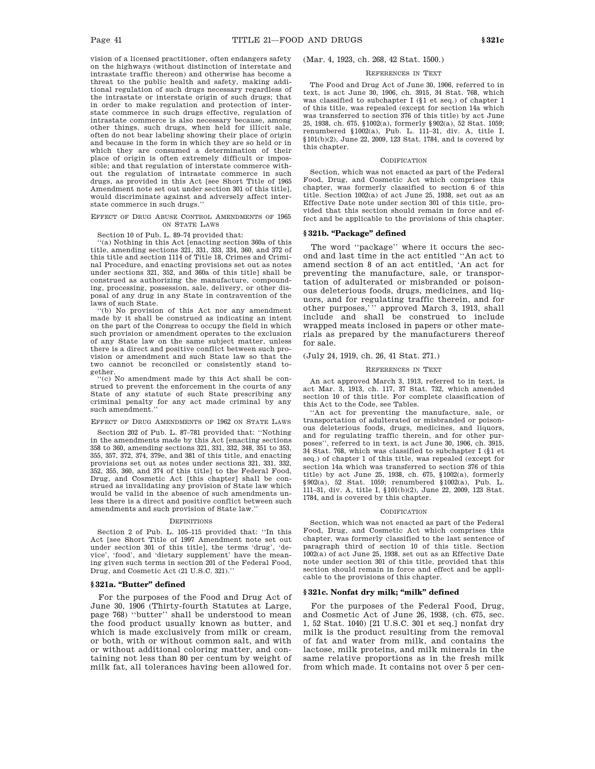vision of a licensed practitioner, often endangers safety on the highways (without distinction of interstate and intrastate traffic thereon) and otherwise has become a threat to the public health and safety, making additional regulation of such drugs necessary regardless of the intrastate or interstate origin of such drugs; that in order to make regulation and protection of interstate commerce in such drugs effective, regulation of intrastate commerce is also necessary because, among other things, such drugs, when held for illicit sale, often do not bear labeling showing their place of origin and because in the form in which they are so held or in which they are consumed a determination of their place of origin is often extremely difficult or impossible; and that regulation of interstate commerce without the regulation of intrastate commerce in such drugs, as provided in this Act [see Short Title of 1965 Amendment note set out under section 301 of this title], would discriminate against and adversely affect interstate commerce in such drugs.''

EFFECT OF DRUG ABUSE CONTROL AMENDMENTS OF 1965 ON STATE LAWS

Section 10 of Pub. L. 89–74 provided that:

''(a) Nothing in this Act [enacting section 360a of this title, amending sections 321, 331, 333, 334, 360, and 372 of this title and section 1114 of Title 18, Crimes and Criminal Procedure, and enacting provisions set out as notes under sections 321, 352, and 360a of this title] shall be construed as authorizing the manufacture, compounding, processing, possession, sale, delivery, or other disposal of any drug in any State in contravention of the laws of such State.

''(b) No provision of this Act nor any amendment made by it shall be construed as indicating an intent on the part of the Congress to occupy the field in which such provision or amendment operates to the exclusion of any State law on the same subject matter, unless there is a direct and positive conflict between such provision or amendment and such State law so that the two cannot be reconciled or consistently stand together.

''(c) No amendment made by this Act shall be construed to prevent the enforcement in the courts of any State of any statute of such State prescribing any criminal penalty for any act made criminal by any such amendment.''

EFFECT OF DRUG AMENDMENTS OF 1962 ON STATE LAWS

Section 202 of Pub. L. 87–781 provided that: ''Nothing in the amendments made by this Act [enacting sections 358 to 360, amending sections 321, 331, 332, 348, 351 to 353, 355, 357, 372, 374, 379e, and 381 of this title, and enacting provisions set out as notes under sections 321, 331, 332, 352, 355, 360, and 374 of this title] to the Federal Food, Drug, and Cosmetic Act [this chapter] shall be construed as invalidating any provision of State law which would be valid in the absence of such amendments unless there is a direct and positive conflict between such amendments and such provision of State law.''

DEFINITIONS

Section 2 of Pub. L. 105–115 provided that: ''In this Act [see Short Title of 1997 Amendment note set out under section 301 of this title], the terms 'drug', 'device', 'food', and 'dietary supplement' have the meaning given such terms in section 201 of the Federal Food, Drug, and Cosmetic Act (21 U.S.C. 321).''

## § 321a. "Butter" defined

For the purposes of the Food and Drug Act of June 30, 1906 (Thirty-fourth Statutes at Large, page 768) ''butter'' shall be understood to mean the food product usually known as butter, and which is made exclusively from milk or cream, or both, with or without common salt, and with or without additional coloring matter, and containing not less than 80 per centum by weight of milk fat, all tolerances having been allowed for.

(Mar. 4, 1923, ch. 268, 42 Stat. 1500.)

REFERENCES IN TEXT

The Food and Drug Act of June 30, 1906, referred to in text, is act June 30, 1906, ch. 3915, 34 Stat. 768, which was classified to subchapter I (§1 et seq.) of chapter 1 of this title, was repealed (except for section 14a which was transferred to section 376 of this title) by act June 25, 1938, ch. 675, §1002(a), formerly §902(a), 52 Stat. 1059; renumbered §1002(a), Pub. L. 111–31, div. A, title I, §101(b)(2), June 22, 2009, 123 Stat. 1784, and is covered by this chapter.

CODIFICATION

Section, which was not enacted as part of the Federal Food, Drug, and Cosmetic Act which comprises this chapter, was formerly classified to section 6 of this title. Section 1002(a) of act June 25, 1938, set out as an Effective Date note under section 301 of this title, provided that this section should remain in force and effect and be applicable to the provisions of this chapter.

## § 321b. "Package" defined

The word ''package'' where it occurs the second and last time in the act entitled ''An act to amend section 8 of an act entitled, 'An act for preventing the manufacture, sale, or transportation of adulterated or misbranded or poisonous deleterious foods, drugs, medicines, and liquors, and for regulating traffic therein, and for other purposes,' '' approved March 3, 1913, shall include and shall be construed to include wrapped meats inclosed in papers or other materials as prepared by the manufacturers thereof for sale.

(July 24, 1919, ch. 26, 41 Stat. 271.)

REFERENCES IN TEXT

An act approved March 3, 1913, referred to in text, is act Mar. 3, 1913, ch. 117, 37 Stat. 732, which amended section 10 of this title. For complete classification of this Act to the Code, see Tables.

''An act for preventing the manufacture, sale, or transportation of adulterated or misbranded or poisonous deleterious foods, drugs, medicines, and liquors, and for regulating traffic therein, and for other purposes'', referred to in text, is act June 30, 1906, ch. 3915, 34 Stat. 768, which was classified to subchapter I (§1 et seq.) of chapter 1 of this title, was repealed (except for section 14a which was transferred to section 376 of this title) by act June 25, 1938, ch. 675, §1002(a), formerly §902(a), 52 Stat. 1059; renumbered §1002(a), Pub. L. 111–31, div. A, title I, §101(b)(2), June 22, 2009, 123 Stat. 1784, and is covered by this chapter.

CODIFICATION

Section, which was not enacted as part of the Federal Food, Drug, and Cosmetic Act which comprises this chapter, was formerly classified to the last sentence of paragraph third of section 10 of this title. Section 1002(a) of act June 25, 1938, set out as an Effective Date note under section 301 of this title, provided that this section should remain in force and effect and be applicable to the provisions of this chapter.

## § 321c. Nonfat dry milk; "milk" defined

For the purposes of the Federal Food, Drug, and Cosmetic Act of June 26, 1938, (ch. 675, sec. 1, 52 Stat. 1040) [21 U.S.C. 301 et seq.] nonfat dry milk is the product resulting from the removal of fat and water from milk, and contains the lactose, milk proteins, and milk minerals in the same relative proportions as in the fresh milk from which made. It contains not over 5 per cen-